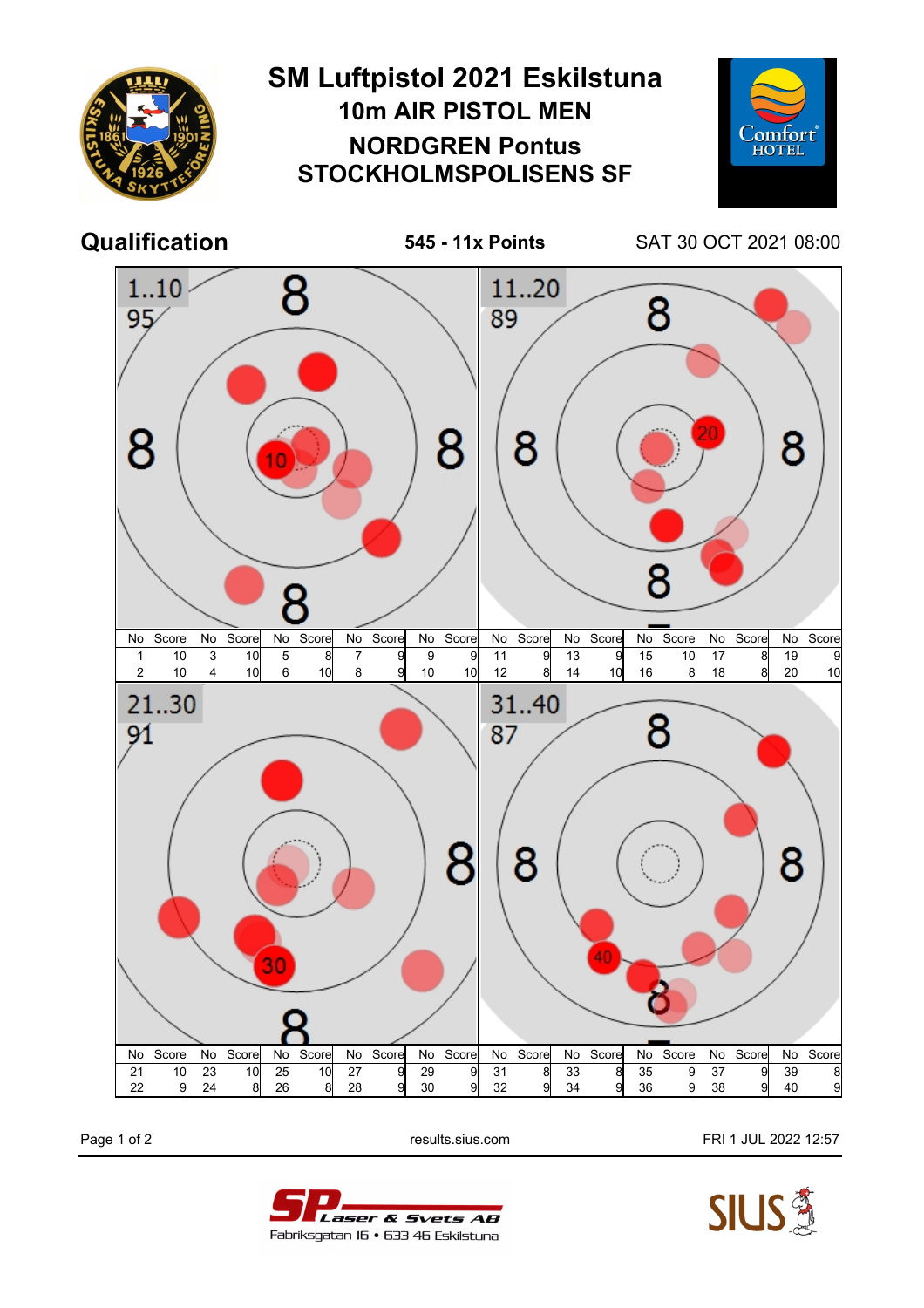# SM Luftpistol 2021 Eskilstuna

## 10m AIR PISTOL MEN

## NORDGREN Pontus
## STOCKHOLMSPOLISENS SF

## Qualification

**545 - 11x Points**

SAT 30 OCT 2021 08:00

### 1..10 — 95

| No | Score | No | Score | No | Score | No | Score | No | Score |
|---|---|---|---|---|---|---|---|---|---|
| 1 | 10 | 3 | 10 | 5 | 8 | 7 | 9 | 9 | 9 |
| 2 | 10 | 4 | 10 | 6 | 10 | 8 | 9 | 10 | 10 |

### 11..20 — 89

| No | Score | No | Score | No | Score | No | Score | No | Score |
|---|---|---|---|---|---|---|---|---|---|
| 11 | 9 | 13 | 9 | 15 | 10 | 17 | 8 | 19 | 9 |
| 12 | 8 | 14 | 10 | 16 | 8 | 18 | 8 | 20 | 10 |

### 21..30 — 91

| No | Score | No | Score | No | Score | No | Score | No | Score |
|---|---|---|---|---|---|---|---|---|---|
| 21 | 10 | 23 | 10 | 25 | 10 | 27 | 9 | 29 | 9 |
| 22 | 9 | 24 | 8 | 26 | 8 | 28 | 9 | 30 | 9 |

### 31..40 — 87

| No | Score | No | Score | No | Score | No | Score | No | Score |
|---|---|---|---|---|---|---|---|---|---|
| 31 | 8 | 33 | 8 | 35 | 9 | 37 | 9 | 39 | 8 |
| 32 | 9 | 34 | 9 | 36 | 9 | 38 | 9 | 40 | 9 |

results.sius.com

FRI 1 JUL 2022 12:57

SP Laser & Svets AB
Fabriksgatan 16 • 633 46 Eskilstuna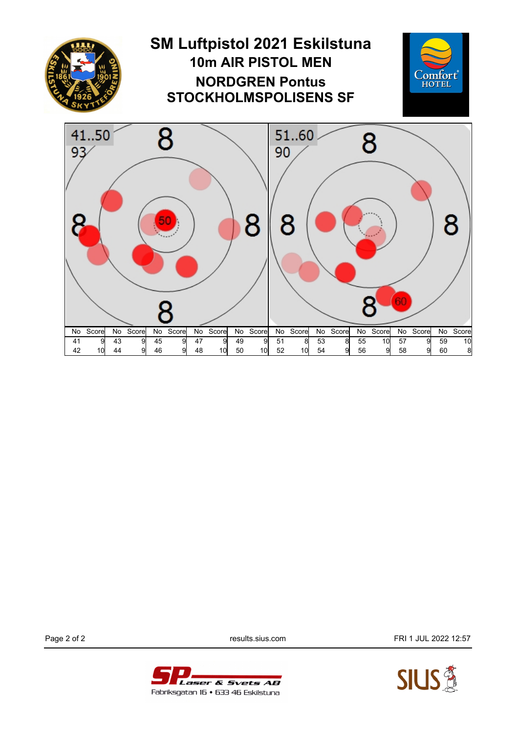# SM Luftpistol 2021 Eskilstuna

## 10m AIR PISTOL MEN

## NORDGREN Pontus

## STOCKHOLMSPOLISENS SF

41..50
93

51..60
90

| No | Score | No | Score | No | Score | No | Score | No | Score | No | Score | No | Score | No | Score | No | Score | No | Score |
|---|---|---|---|---|---|---|---|---|---|---|---|---|---|---|---|---|---|---|---|
| 41 | 9 | 43 | 9 | 45 | 9 | 47 | 9 | 49 | 9 | 51 | 8 | 53 | 8 | 55 | 10 | 57 | 9 | 59 | 10 |
| 42 | 10 | 44 | 9 | 46 | 9 | 48 | 10 | 50 | 10 | 52 | 10 | 54 | 9 | 56 | 9 | 58 | 9 | 60 | 8 |

results.sius.com

FRI 1 JUL 2022 12:57

SP Laser & Svets AB
Fabriksgatan 16 • 633 46 Eskilstuna